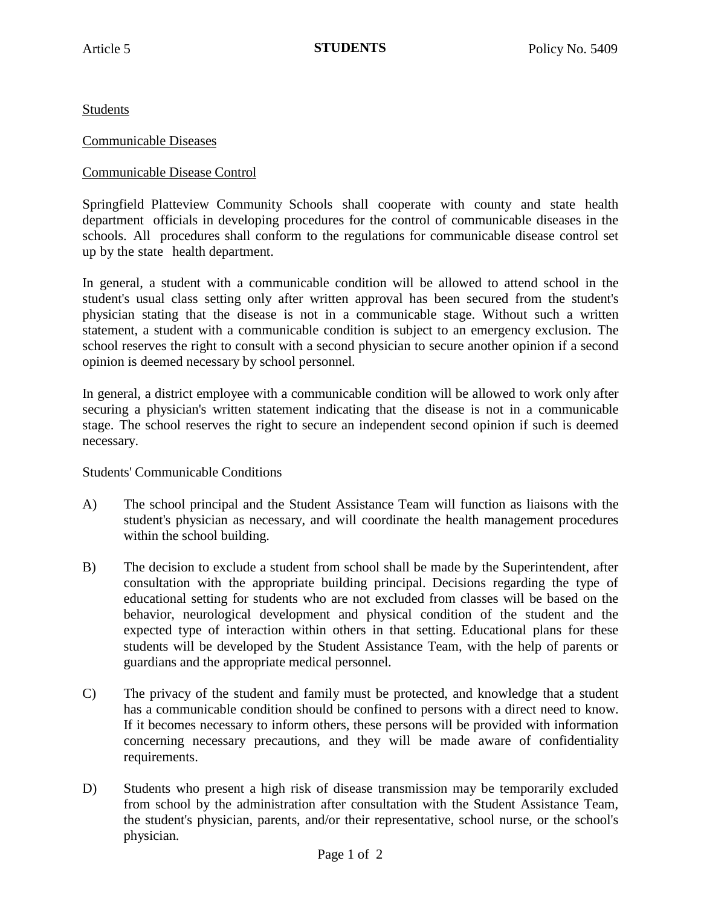Article 5 **STUDENTS** Policy No. 5409

Students

Communicable Diseases

Communicable Disease Control

Springfield Platteview Community Schools shall cooperate with county and state health department officials in developing procedures for the control of communicable diseases in the schools. All procedures shall conform to the regulations for communicable disease control set up by the state health department.

In general, a student with a communicable condition will be allowed to attend school in the student's usual class setting only after written approval has been secured from the student's physician stating that the disease is not in a communicable stage. Without such a written statement, a student with a communicable condition is subject to an emergency exclusion. The school reserves the right to consult with a second physician to secure another opinion if a second opinion is deemed necessary by school personnel.

In general, a district employee with a communicable condition will be allowed to work only after securing a physician's written statement indicating that the disease is not in a communicable stage. The school reserves the right to secure an independent second opinion if such is deemed necessary.

Students' Communicable Conditions

A) The school principal and the Student Assistance Team will function as liaisons with the student's physician as necessary, and will coordinate the health management procedures within the school building.

B) The decision to exclude a student from school shall be made by the Superintendent, after consultation with the appropriate building principal. Decisions regarding the type of educational setting for students who are not excluded from classes will be based on the behavior, neurological development and physical condition of the student and the expected type of interaction within others in that setting. Educational plans for these students will be developed by the Student Assistance Team, with the help of parents or guardians and the appropriate medical personnel.

C) The privacy of the student and family must be protected, and knowledge that a student has a communicable condition should be confined to persons with a direct need to know. If it becomes necessary to inform others, these persons will be provided with information concerning necessary precautions, and they will be made aware of confidentiality requirements.

D) Students who present a high risk of disease transmission may be temporarily excluded from school by the administration after consultation with the Student Assistance Team, the student's physician, parents, and/or their representative, school nurse, or the school's physician.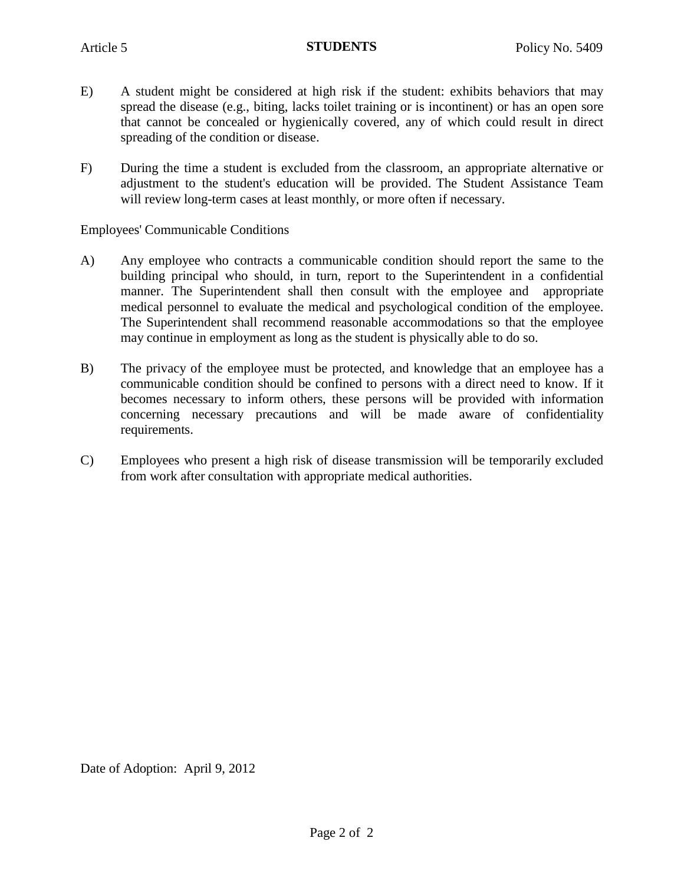E) A student might be considered at high risk if the student: exhibits behaviors that may spread the disease (e.g., biting, lacks toilet training or is incontinent) or has an open sore that cannot be concealed or hygienically covered, any of which could result in direct spreading of the condition or disease.

F) During the time a student is excluded from the classroom, an appropriate alternative or adjustment to the student's education will be provided. The Student Assistance Team will review long-term cases at least monthly, or more often if necessary.

Employees' Communicable Conditions

A) Any employee who contracts a communicable condition should report the same to the building principal who should, in turn, report to the Superintendent in a confidential manner. The Superintendent shall then consult with the employee and appropriate medical personnel to evaluate the medical and psychological condition of the employee. The Superintendent shall recommend reasonable accommodations so that the employee may continue in employment as long as the student is physically able to do so.

B) The privacy of the employee must be protected, and knowledge that an employee has a communicable condition should be confined to persons with a direct need to know. If it becomes necessary to inform others, these persons will be provided with information concerning necessary precautions and will be made aware of confidentiality requirements.

C) Employees who present a high risk of disease transmission will be temporarily excluded from work after consultation with appropriate medical authorities.

Date of Adoption: April 9, 2012